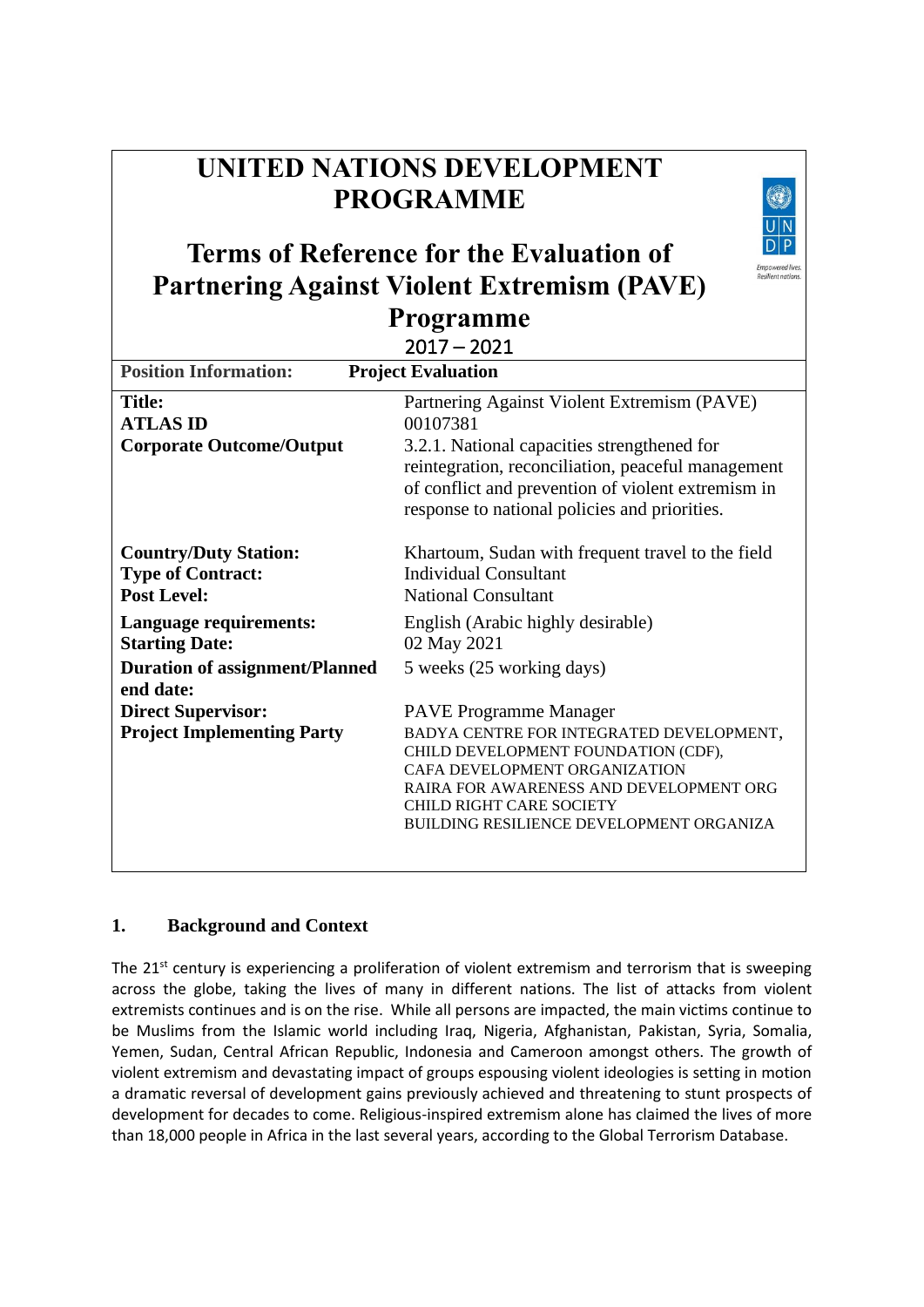# UNITED NATIONS DEVELOPMENT PROGRAMME

## Terms of Reference for the Evaluation of Partnering Against Violent Extremism (PAVE) Programme

2017 – 2021

| **Position Information:** | **Project Evaluation** |
|---|---|
| **Title:** | Partnering Against Violent Extremism (PAVE) |
| **ATLAS ID** | 00107381 |
| **Corporate Outcome/Output** | 3.2.1. National capacities strengthened for reintegration, reconciliation, peaceful management of conflict and prevention of violent extremism in response to national policies and priorities. |
| **Country/Duty Station:** | Khartoum, Sudan with frequent travel to the field |
| **Type of Contract:** | Individual Consultant |
| **Post Level:** | National Consultant |
| **Language requirements:** | English (Arabic highly desirable) |
| **Starting Date:** | 02 May 2021 |
| **Duration of assignment/Planned end date:** | 5 weeks (25 working days) |
| **Direct Supervisor:** | PAVE Programme Manager |
| **Project Implementing Party** | BADYA CENTRE FOR INTEGRATED DEVELOPMENT, CHILD DEVELOPMENT FOUNDATION (CDF), CAFA DEVELOPMENT ORGANIZATION, RAIRA FOR AWARENESS AND DEVELOPMENT ORG, CHILD RIGHT CARE SOCIETY, BUILDING RESILIENCE DEVELOPMENT ORGANIZA |

## 1. Background and Context

The 21st century is experiencing a proliferation of violent extremism and terrorism that is sweeping across the globe, taking the lives of many in different nations. The list of attacks from violent extremists continues and is on the rise. While all persons are impacted, the main victims continue to be Muslims from the Islamic world including Iraq, Nigeria, Afghanistan, Pakistan, Syria, Somalia, Yemen, Sudan, Central African Republic, Indonesia and Cameroon amongst others. The growth of violent extremism and devastating impact of groups espousing violent ideologies is setting in motion a dramatic reversal of development gains previously achieved and threatening to stunt prospects of development for decades to come. Religious-inspired extremism alone has claimed the lives of more than 18,000 people in Africa in the last several years, according to the Global Terrorism Database.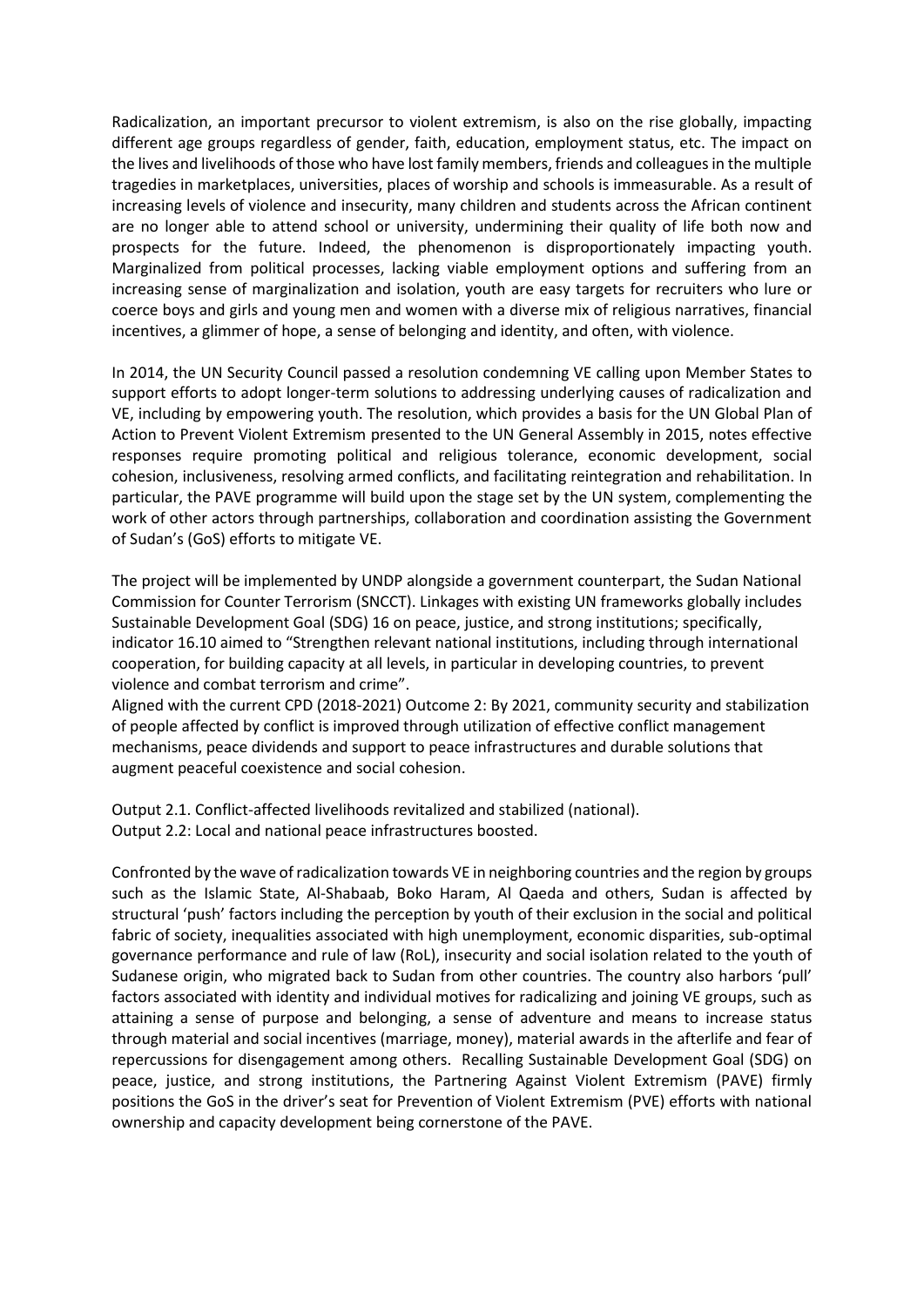Radicalization, an important precursor to violent extremism, is also on the rise globally, impacting different age groups regardless of gender, faith, education, employment status, etc. The impact on the lives and livelihoods of those who have lost family members, friends and colleagues in the multiple tragedies in marketplaces, universities, places of worship and schools is immeasurable. As a result of increasing levels of violence and insecurity, many children and students across the African continent are no longer able to attend school or university, undermining their quality of life both now and prospects for the future. Indeed, the phenomenon is disproportionately impacting youth. Marginalized from political processes, lacking viable employment options and suffering from an increasing sense of marginalization and isolation, youth are easy targets for recruiters who lure or coerce boys and girls and young men and women with a diverse mix of religious narratives, financial incentives, a glimmer of hope, a sense of belonging and identity, and often, with violence.

In 2014, the UN Security Council passed a resolution condemning VE calling upon Member States to support efforts to adopt longer-term solutions to addressing underlying causes of radicalization and VE, including by empowering youth. The resolution, which provides a basis for the UN Global Plan of Action to Prevent Violent Extremism presented to the UN General Assembly in 2015, notes effective responses require promoting political and religious tolerance, economic development, social cohesion, inclusiveness, resolving armed conflicts, and facilitating reintegration and rehabilitation. In particular, the PAVE programme will build upon the stage set by the UN system, complementing the work of other actors through partnerships, collaboration and coordination assisting the Government of Sudan's (GoS) efforts to mitigate VE.

The project will be implemented by UNDP alongside a government counterpart, the Sudan National Commission for Counter Terrorism (SNCCT). Linkages with existing UN frameworks globally includes Sustainable Development Goal (SDG) 16 on peace, justice, and strong institutions; specifically, indicator 16.10 aimed to "Strengthen relevant national institutions, including through international cooperation, for building capacity at all levels, in particular in developing countries, to prevent violence and combat terrorism and crime".
Aligned with the current CPD (2018-2021) Outcome 2: By 2021, community security and stabilization of people affected by conflict is improved through utilization of effective conflict management mechanisms, peace dividends and support to peace infrastructures and durable solutions that augment peaceful coexistence and social cohesion.

Output 2.1. Conflict-affected livelihoods revitalized and stabilized (national).
Output 2.2: Local and national peace infrastructures boosted.

Confronted by the wave of radicalization towards VE in neighboring countries and the region by groups such as the Islamic State, Al-Shabaab, Boko Haram, Al Qaeda and others, Sudan is affected by structural 'push' factors including the perception by youth of their exclusion in the social and political fabric of society, inequalities associated with high unemployment, economic disparities, sub-optimal governance performance and rule of law (RoL), insecurity and social isolation related to the youth of Sudanese origin, who migrated back to Sudan from other countries. The country also harbors 'pull' factors associated with identity and individual motives for radicalizing and joining VE groups, such as attaining a sense of purpose and belonging, a sense of adventure and means to increase status through material and social incentives (marriage, money), material awards in the afterlife and fear of repercussions for disengagement among others. Recalling Sustainable Development Goal (SDG) on peace, justice, and strong institutions, the Partnering Against Violent Extremism (PAVE) firmly positions the GoS in the driver's seat for Prevention of Violent Extremism (PVE) efforts with national ownership and capacity development being cornerstone of the PAVE.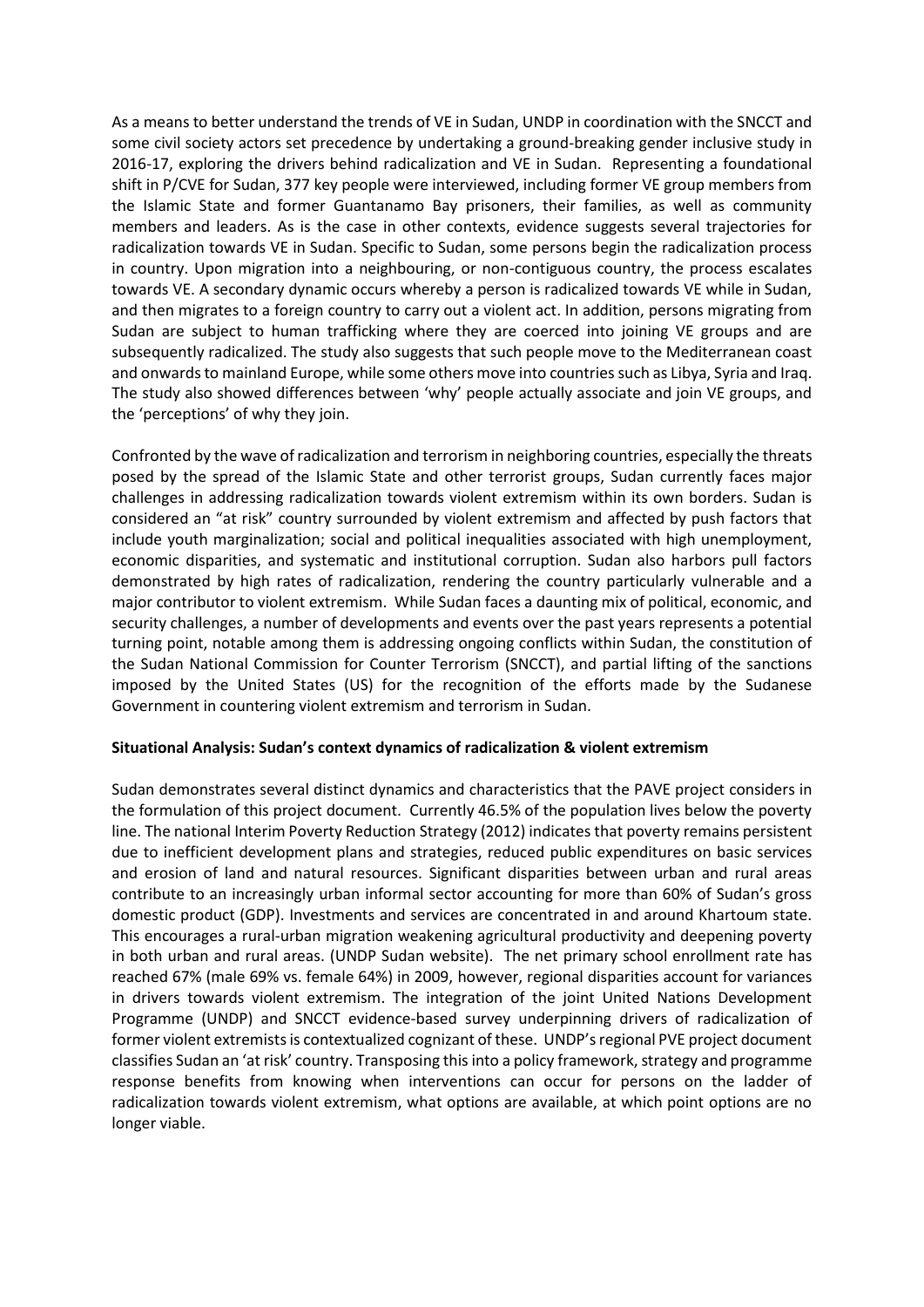As a means to better understand the trends of VE in Sudan, UNDP in coordination with the SNCCT and some civil society actors set precedence by undertaking a ground-breaking gender inclusive study in 2016-17, exploring the drivers behind radicalization and VE in Sudan. Representing a foundational shift in P/CVE for Sudan, 377 key people were interviewed, including former VE group members from the Islamic State and former Guantanamo Bay prisoners, their families, as well as community members and leaders. As is the case in other contexts, evidence suggests several trajectories for radicalization towards VE in Sudan. Specific to Sudan, some persons begin the radicalization process in country. Upon migration into a neighbouring, or non-contiguous country, the process escalates towards VE. A secondary dynamic occurs whereby a person is radicalized towards VE while in Sudan, and then migrates to a foreign country to carry out a violent act. In addition, persons migrating from Sudan are subject to human trafficking where they are coerced into joining VE groups and are subsequently radicalized. The study also suggests that such people move to the Mediterranean coast and onwards to mainland Europe, while some others move into countries such as Libya, Syria and Iraq. The study also showed differences between 'why' people actually associate and join VE groups, and the 'perceptions' of why they join.

Confronted by the wave of radicalization and terrorism in neighboring countries, especially the threats posed by the spread of the Islamic State and other terrorist groups, Sudan currently faces major challenges in addressing radicalization towards violent extremism within its own borders. Sudan is considered an "at risk" country surrounded by violent extremism and affected by push factors that include youth marginalization; social and political inequalities associated with high unemployment, economic disparities, and systematic and institutional corruption. Sudan also harbors pull factors demonstrated by high rates of radicalization, rendering the country particularly vulnerable and a major contributor to violent extremism. While Sudan faces a daunting mix of political, economic, and security challenges, a number of developments and events over the past years represents a potential turning point, notable among them is addressing ongoing conflicts within Sudan, the constitution of the Sudan National Commission for Counter Terrorism (SNCCT), and partial lifting of the sanctions imposed by the United States (US) for the recognition of the efforts made by the Sudanese Government in countering violent extremism and terrorism in Sudan.

**Situational Analysis: Sudan's context dynamics of radicalization & violent extremism**

Sudan demonstrates several distinct dynamics and characteristics that the PAVE project considers in the formulation of this project document. Currently 46.5% of the population lives below the poverty line. The national Interim Poverty Reduction Strategy (2012) indicates that poverty remains persistent due to inefficient development plans and strategies, reduced public expenditures on basic services and erosion of land and natural resources. Significant disparities between urban and rural areas contribute to an increasingly urban informal sector accounting for more than 60% of Sudan's gross domestic product (GDP). Investments and services are concentrated in and around Khartoum state. This encourages a rural-urban migration weakening agricultural productivity and deepening poverty in both urban and rural areas. (UNDP Sudan website). The net primary school enrollment rate has reached 67% (male 69% vs. female 64%) in 2009, however, regional disparities account for variances in drivers towards violent extremism. The integration of the joint United Nations Development Programme (UNDP) and SNCCT evidence-based survey underpinning drivers of radicalization of former violent extremists is contextualized cognizant of these. UNDP's regional PVE project document classifies Sudan an 'at risk' country. Transposing this into a policy framework, strategy and programme response benefits from knowing when interventions can occur for persons on the ladder of radicalization towards violent extremism, what options are available, at which point options are no longer viable.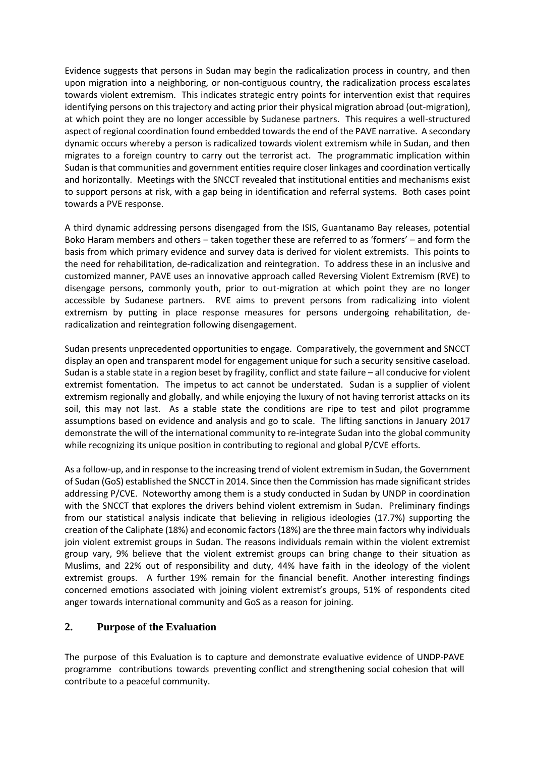Evidence suggests that persons in Sudan may begin the radicalization process in country, and then upon migration into a neighboring, or non-contiguous country, the radicalization process escalates towards violent extremism. This indicates strategic entry points for intervention exist that requires identifying persons on this trajectory and acting prior their physical migration abroad (out-migration), at which point they are no longer accessible by Sudanese partners. This requires a well-structured aspect of regional coordination found embedded towards the end of the PAVE narrative. A secondary dynamic occurs whereby a person is radicalized towards violent extremism while in Sudan, and then migrates to a foreign country to carry out the terrorist act. The programmatic implication within Sudan is that communities and government entities require closer linkages and coordination vertically and horizontally. Meetings with the SNCCT revealed that institutional entities and mechanisms exist to support persons at risk, with a gap being in identification and referral systems. Both cases point towards a PVE response.

A third dynamic addressing persons disengaged from the ISIS, Guantanamo Bay releases, potential Boko Haram members and others – taken together these are referred to as 'formers' – and form the basis from which primary evidence and survey data is derived for violent extremists. This points to the need for rehabilitation, de-radicalization and reintegration. To address these in an inclusive and customized manner, PAVE uses an innovative approach called Reversing Violent Extremism (RVE) to disengage persons, commonly youth, prior to out-migration at which point they are no longer accessible by Sudanese partners. RVE aims to prevent persons from radicalizing into violent extremism by putting in place response measures for persons undergoing rehabilitation, de-radicalization and reintegration following disengagement.

Sudan presents unprecedented opportunities to engage. Comparatively, the government and SNCCT display an open and transparent model for engagement unique for such a security sensitive caseload. Sudan is a stable state in a region beset by fragility, conflict and state failure – all conducive for violent extremist fomentation. The impetus to act cannot be understated. Sudan is a supplier of violent extremism regionally and globally, and while enjoying the luxury of not having terrorist attacks on its soil, this may not last. As a stable state the conditions are ripe to test and pilot programme assumptions based on evidence and analysis and go to scale. The lifting sanctions in January 2017 demonstrate the will of the international community to re-integrate Sudan into the global community while recognizing its unique position in contributing to regional and global P/CVE efforts.

As a follow-up, and in response to the increasing trend of violent extremism in Sudan, the Government of Sudan (GoS) established the SNCCT in 2014. Since then the Commission has made significant strides addressing P/CVE. Noteworthy among them is a study conducted in Sudan by UNDP in coordination with the SNCCT that explores the drivers behind violent extremism in Sudan. Preliminary findings from our statistical analysis indicate that believing in religious ideologies (17.7%) supporting the creation of the Caliphate (18%) and economic factors (18%) are the three main factors why individuals join violent extremist groups in Sudan. The reasons individuals remain within the violent extremist group vary, 9% believe that the violent extremist groups can bring change to their situation as Muslims, and 22% out of responsibility and duty, 44% have faith in the ideology of the violent extremist groups. A further 19% remain for the financial benefit. Another interesting findings concerned emotions associated with joining violent extremist's groups, 51% of respondents cited anger towards international community and GoS as a reason for joining.

## 2. Purpose of the Evaluation

The purpose of this Evaluation is to capture and demonstrate evaluative evidence of UNDP-PAVE programme contributions towards preventing conflict and strengthening social cohesion that will contribute to a peaceful community.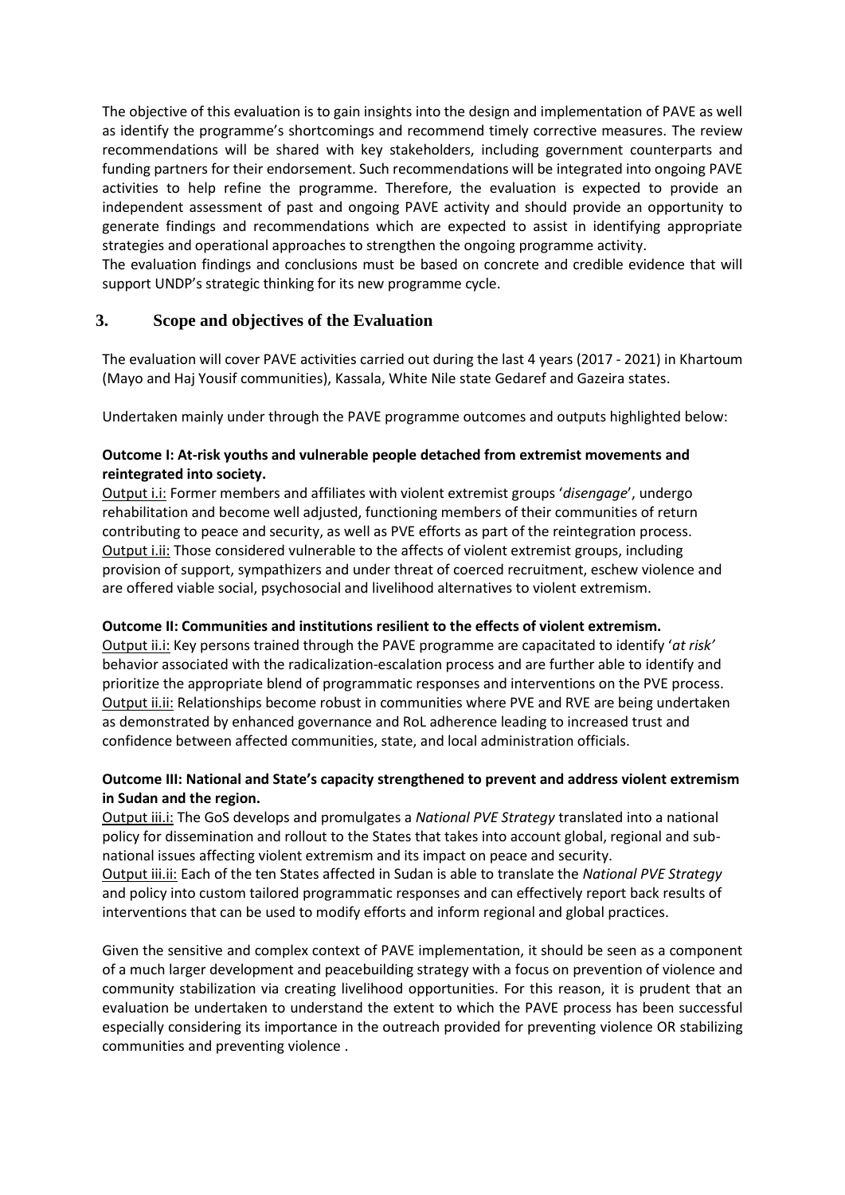The objective of this evaluation is to gain insights into the design and implementation of PAVE as well as identify the programme's shortcomings and recommend timely corrective measures. The review recommendations will be shared with key stakeholders, including government counterparts and funding partners for their endorsement. Such recommendations will be integrated into ongoing PAVE activities to help refine the programme. Therefore, the evaluation is expected to provide an independent assessment of past and ongoing PAVE activity and should provide an opportunity to generate findings and recommendations which are expected to assist in identifying appropriate strategies and operational approaches to strengthen the ongoing programme activity.
The evaluation findings and conclusions must be based on concrete and credible evidence that will support UNDP's strategic thinking for its new programme cycle.

## 3. Scope and objectives of the Evaluation

The evaluation will cover PAVE activities carried out during the last 4 years (2017 - 2021) in Khartoum (Mayo and Haj Yousif communities), Kassala, White Nile state Gedaref and Gazeira states.

Undertaken mainly under through the PAVE programme outcomes and outputs highlighted below:

**Outcome I: At-risk youths and vulnerable people detached from extremist movements and reintegrated into society.**

Output i.i: Former members and affiliates with violent extremist groups '*disengage*', undergo rehabilitation and become well adjusted, functioning members of their communities of return contributing to peace and security, as well as PVE efforts as part of the reintegration process.
Output i.ii: Those considered vulnerable to the affects of violent extremist groups, including provision of support, sympathizers and under threat of coerced recruitment, eschew violence and are offered viable social, psychosocial and livelihood alternatives to violent extremism.

**Outcome II: Communities and institutions resilient to the effects of violent extremism.**

Output ii.i: Key persons trained through the PAVE programme are capacitated to identify '*at risk'* behavior associated with the radicalization-escalation process and are further able to identify and prioritize the appropriate blend of programmatic responses and interventions on the PVE process.
Output ii.ii: Relationships become robust in communities where PVE and RVE are being undertaken as demonstrated by enhanced governance and RoL adherence leading to increased trust and confidence between affected communities, state, and local administration officials.

**Outcome III: National and State's capacity strengthened to prevent and address violent extremism in Sudan and the region.**

Output iii.i: The GoS develops and promulgates a *National PVE Strategy* translated into a national policy for dissemination and rollout to the States that takes into account global, regional and sub-national issues affecting violent extremism and its impact on peace and security.
Output iii.ii: Each of the ten States affected in Sudan is able to translate the *National PVE Strategy* and policy into custom tailored programmatic responses and can effectively report back results of interventions that can be used to modify efforts and inform regional and global practices.

Given the sensitive and complex context of PAVE implementation, it should be seen as a component of a much larger development and peacebuilding strategy with a focus on prevention of violence and community stabilization via creating livelihood opportunities. For this reason, it is prudent that an evaluation be undertaken to understand the extent to which the PAVE process has been successful especially considering its importance in the outreach provided for preventing violence OR stabilizing communities and preventing violence .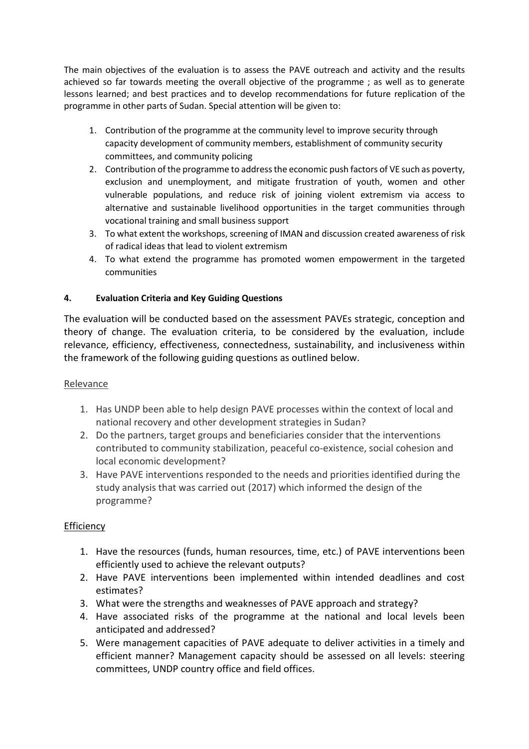The main objectives of the evaluation is to assess the PAVE outreach and activity and the results achieved so far towards meeting the overall objective of the programme ; as well as to generate lessons learned; and best practices and to develop recommendations for future replication of the programme in other parts of Sudan. Special attention will be given to:

1. Contribution of the programme at the community level to improve security through capacity development of community members, establishment of community security committees, and community policing
2. Contribution of the programme to address the economic push factors of VE such as poverty, exclusion and unemployment, and mitigate frustration of youth, women and other vulnerable populations, and reduce risk of joining violent extremism via access to alternative and sustainable livelihood opportunities in the target communities through vocational training and small business support
3. To what extent the workshops, screening of IMAN and discussion created awareness of risk of radical ideas that lead to violent extremism
4. To what extend the programme has promoted women empowerment in the targeted communities

#### 4. Evaluation Criteria and Key Guiding Questions

The evaluation will be conducted based on the assessment PAVEs strategic, conception and theory of change. The evaluation criteria, to be considered by the evaluation, include relevance, efficiency, effectiveness, connectedness, sustainability, and inclusiveness within the framework of the following guiding questions as outlined below.

<u>Relevance</u>

1. Has UNDP been able to help design PAVE processes within the context of local and national recovery and other development strategies in Sudan?
2. Do the partners, target groups and beneficiaries consider that the interventions contributed to community stabilization, peaceful co-existence, social cohesion and local economic development?
3. Have PAVE interventions responded to the needs and priorities identified during the study analysis that was carried out (2017) which informed the design of the programme?

<u>Efficiency</u>

1. Have the resources (funds, human resources, time, etc.) of PAVE interventions been efficiently used to achieve the relevant outputs?
2. Have PAVE interventions been implemented within intended deadlines and cost estimates?
3. What were the strengths and weaknesses of PAVE approach and strategy?
4. Have associated risks of the programme at the national and local levels been anticipated and addressed?
5. Were management capacities of PAVE adequate to deliver activities in a timely and efficient manner? Management capacity should be assessed on all levels: steering committees, UNDP country office and field offices.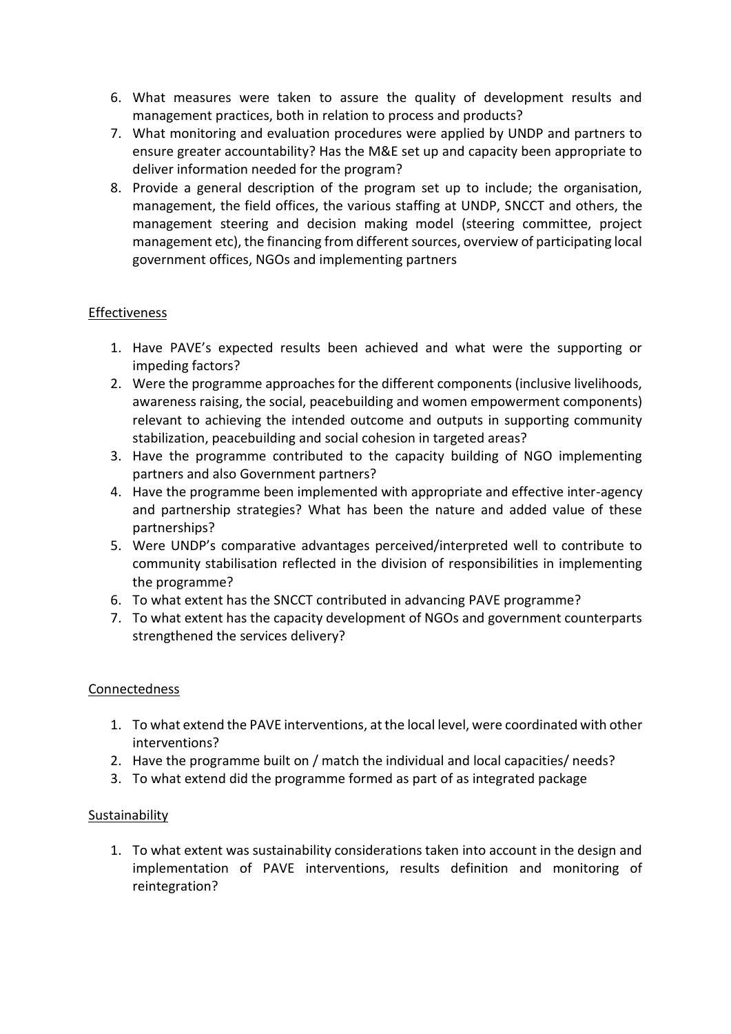6. What measures were taken to assure the quality of development results and management practices, both in relation to process and products?
7. What monitoring and evaluation procedures were applied by UNDP and partners to ensure greater accountability? Has the M&E set up and capacity been appropriate to deliver information needed for the program?
8. Provide a general description of the program set up to include; the organisation, management, the field offices, the various staffing at UNDP, SNCCT and others, the management steering and decision making model (steering committee, project management etc), the financing from different sources, overview of participating local government offices, NGOs and implementing partners

Effectiveness

1. Have PAVE's expected results been achieved and what were the supporting or impeding factors?
2. Were the programme approaches for the different components (inclusive livelihoods, awareness raising, the social, peacebuilding and women empowerment components) relevant to achieving the intended outcome and outputs in supporting community stabilization, peacebuilding and social cohesion in targeted areas?
3. Have the programme contributed to the capacity building of NGO implementing partners and also Government partners?
4. Have the programme been implemented with appropriate and effective inter-agency and partnership strategies? What has been the nature and added value of these partnerships?
5. Were UNDP's comparative advantages perceived/interpreted well to contribute to community stabilisation reflected in the division of responsibilities in implementing the programme?
6. To what extent has the SNCCT contributed in advancing PAVE programme?
7. To what extent has the capacity development of NGOs and government counterparts strengthened the services delivery?

Connectedness

1. To what extend the PAVE interventions, at the local level, were coordinated with other interventions?
2. Have the programme built on / match the individual and local capacities/ needs?
3. To what extend did the programme formed as part of as integrated package

Sustainability

1. To what extent was sustainability considerations taken into account in the design and implementation of PAVE interventions, results definition and monitoring of reintegration?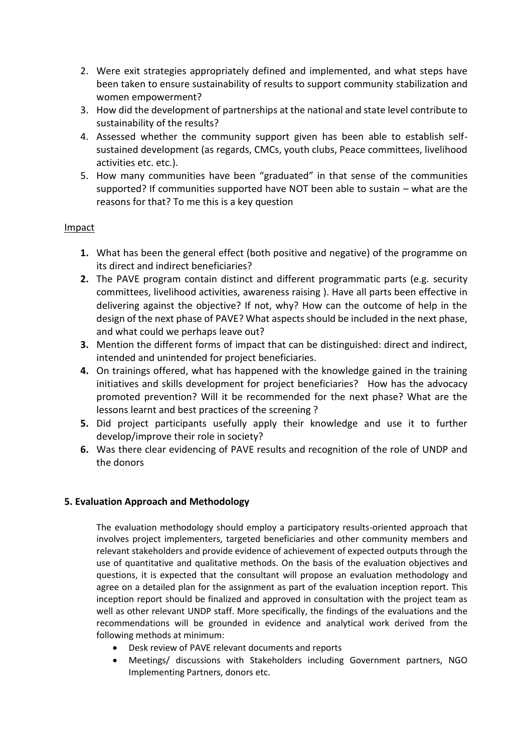2. Were exit strategies appropriately defined and implemented, and what steps have been taken to ensure sustainability of results to support community stabilization and women empowerment?
3. How did the development of partnerships at the national and state level contribute to sustainability of the results?
4. Assessed whether the community support given has been able to establish self-sustained development (as regards, CMCs, youth clubs, Peace committees, livelihood activities etc. etc.).
5. How many communities have been "graduated" in that sense of the communities supported? If communities supported have NOT been able to sustain – what are the reasons for that? To me this is a key question

Impact

1. What has been the general effect (both positive and negative) of the programme on its direct and indirect beneficiaries?
2. The PAVE program contain distinct and different programmatic parts (e.g. security committees, livelihood activities, awareness raising ). Have all parts been effective in delivering against the objective? If not, why? How can the outcome of help in the design of the next phase of PAVE? What aspects should be included in the next phase, and what could we perhaps leave out?
3. Mention the different forms of impact that can be distinguished: direct and indirect, intended and unintended for project beneficiaries.
4. On trainings offered, what has happened with the knowledge gained in the training initiatives and skills development for project beneficiaries? How has the advocacy promoted prevention? Will it be recommended for the next phase? What are the lessons learnt and best practices of the screening ?
5. Did project participants usefully apply their knowledge and use it to further develop/improve their role in society?
6. Was there clear evidencing of PAVE results and recognition of the role of UNDP and the donors

## 5. Evaluation Approach and Methodology

The evaluation methodology should employ a participatory results-oriented approach that involves project implementers, targeted beneficiaries and other community members and relevant stakeholders and provide evidence of achievement of expected outputs through the use of quantitative and qualitative methods. On the basis of the evaluation objectives and questions, it is expected that the consultant will propose an evaluation methodology and agree on a detailed plan for the assignment as part of the evaluation inception report. This inception report should be finalized and approved in consultation with the project team as well as other relevant UNDP staff. More specifically, the findings of the evaluations and the recommendations will be grounded in evidence and analytical work derived from the following methods at minimum:

- Desk review of PAVE relevant documents and reports
- Meetings/ discussions with Stakeholders including Government partners, NGO Implementing Partners, donors etc.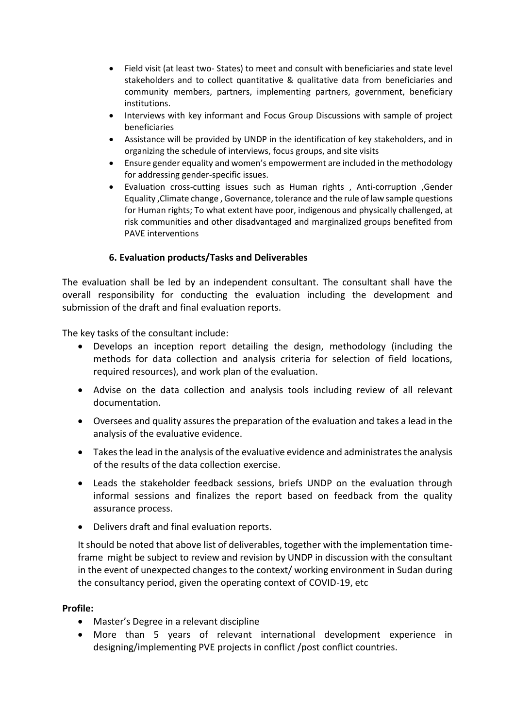- Field visit (at least two- States) to meet and consult with beneficiaries and state level stakeholders and to collect quantitative & qualitative data from beneficiaries and community members, partners, implementing partners, government, beneficiary institutions.
- Interviews with key informant and Focus Group Discussions with sample of project beneficiaries
- Assistance will be provided by UNDP in the identification of key stakeholders, and in organizing the schedule of interviews, focus groups, and site visits
- Ensure gender equality and women's empowerment are included in the methodology for addressing gender-specific issues.
- Evaluation cross-cutting issues such as Human rights , Anti-corruption ,Gender Equality ,Climate change , Governance, tolerance and the rule of law sample questions for Human rights; To what extent have poor, indigenous and physically challenged, at risk communities and other disadvantaged and marginalized groups benefited from PAVE interventions

## 6. Evaluation products/Tasks and Deliverables

The evaluation shall be led by an independent consultant. The consultant shall have the overall responsibility for conducting the evaluation including the development and submission of the draft and final evaluation reports.

The key tasks of the consultant include:

- Develops an inception report detailing the design, methodology (including the methods for data collection and analysis criteria for selection of field locations, required resources), and work plan of the evaluation.
- Advise on the data collection and analysis tools including review of all relevant documentation.
- Oversees and quality assures the preparation of the evaluation and takes a lead in the analysis of the evaluative evidence.
- Takes the lead in the analysis of the evaluative evidence and administrates the analysis of the results of the data collection exercise.
- Leads the stakeholder feedback sessions, briefs UNDP on the evaluation through informal sessions and finalizes the report based on feedback from the quality assurance process.
- Delivers draft and final evaluation reports.

It should be noted that above list of deliverables, together with the implementation time-frame might be subject to review and revision by UNDP in discussion with the consultant in the event of unexpected changes to the context/ working environment in Sudan during the consultancy period, given the operating context of COVID-19, etc

**Profile:**

- Master's Degree in a relevant discipline
- More than 5 years of relevant international development experience in designing/implementing PVE projects in conflict /post conflict countries.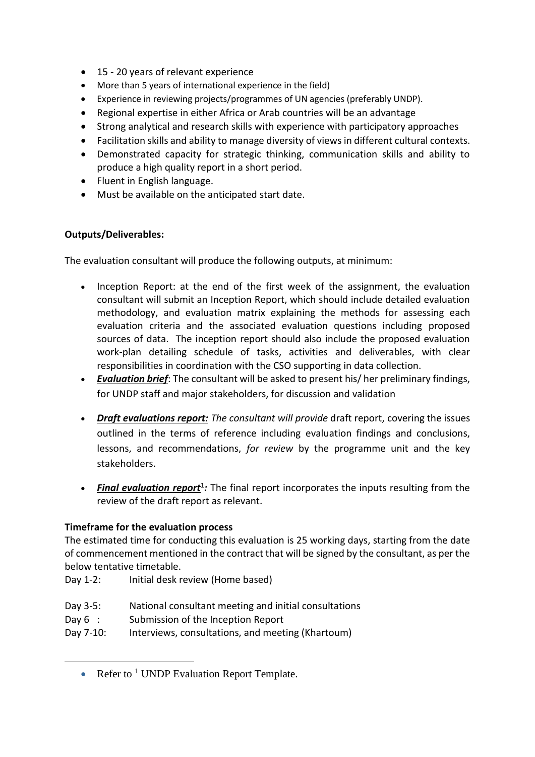- 15 - 20 years of relevant experience
- More than 5 years of international experience in the field)
- Experience in reviewing projects/programmes of UN agencies (preferably UNDP).
- Regional expertise in either Africa or Arab countries will be an advantage
- Strong analytical and research skills with experience with participatory approaches
- Facilitation skills and ability to manage diversity of views in different cultural contexts.
- Demonstrated capacity for strategic thinking, communication skills and ability to produce a high quality report in a short period.
- Fluent in English language.
- Must be available on the anticipated start date.

**Outputs/Deliverables:**

The evaluation consultant will produce the following outputs, at minimum:

- Inception Report: at the end of the first week of the assignment, the evaluation consultant will submit an Inception Report, which should include detailed evaluation methodology, and evaluation matrix explaining the methods for assessing each evaluation criteria and the associated evaluation questions including proposed sources of data. The inception report should also include the proposed evaluation work-plan detailing schedule of tasks, activities and deliverables, with clear responsibilities in coordination with the CSO supporting in data collection.
- ***Evaluation brief***: The consultant will be asked to present his/ her preliminary findings, for UNDP staff and major stakeholders, for discussion and validation
- ***Draft evaluations report:*** *The consultant will provide* draft report, covering the issues outlined in the terms of reference including evaluation findings and conclusions, lessons, and recommendations, *for review* by the programme unit and the key stakeholders.
- ***Final evaluation report***[1]***:*** The final report incorporates the inputs resulting from the review of the draft report as relevant.

**Timeframe for the evaluation process**

The estimated time for conducting this evaluation is 25 working days, starting from the date of commencement mentioned in the contract that will be signed by the consultant, as per the below tentative timetable.

Day 1-2: Initial desk review (Home based)

Day 3-5: National consultant meeting and initial consultations

Day 6 : Submission of the Inception Report

Day 7-10: Interviews, consultations, and meeting (Khartoum)

---

- Refer to [1] UNDP Evaluation Report Template.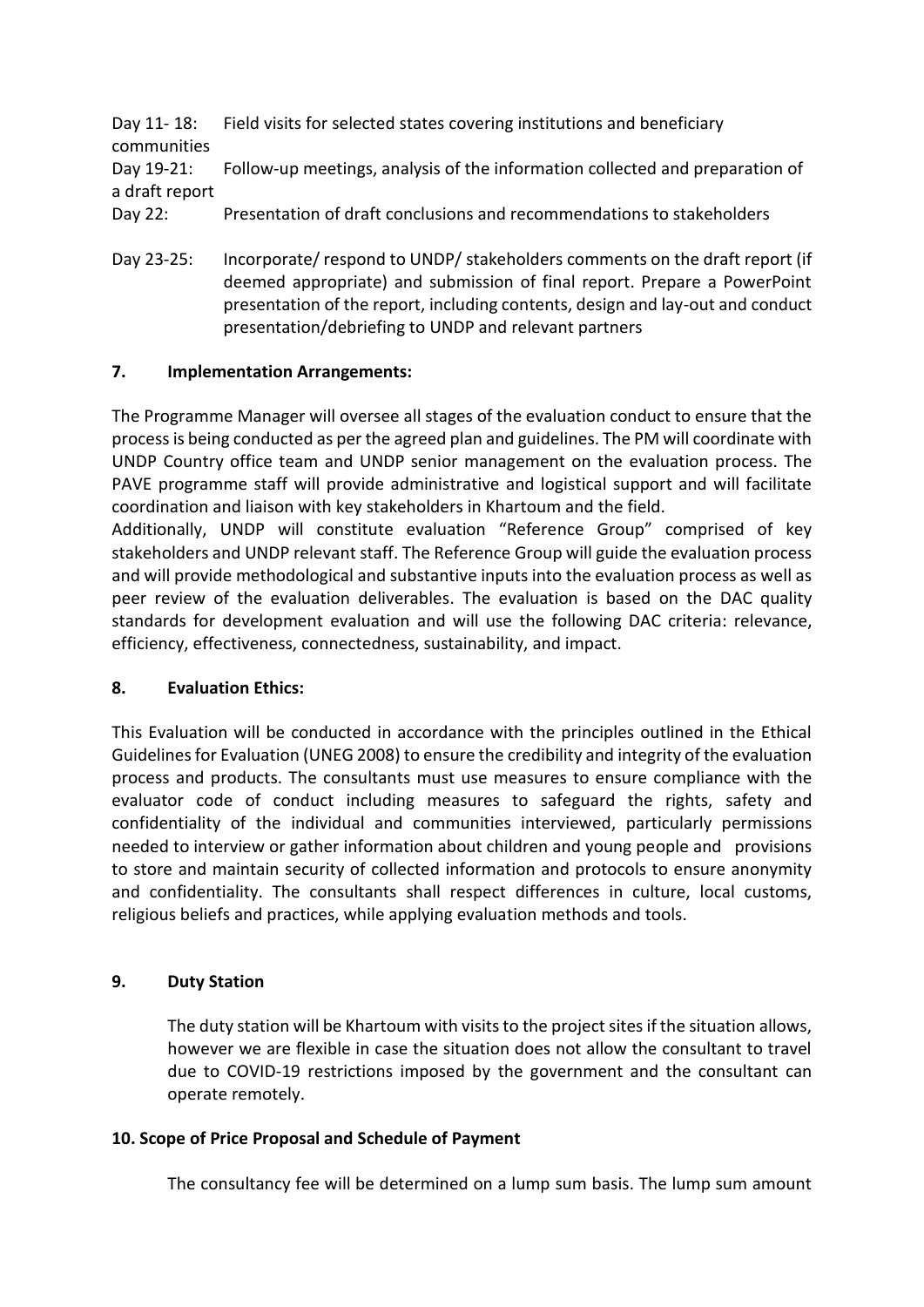Day 11- 18: Field visits for selected states covering institutions and beneficiary communities

Day 19-21: Follow-up meetings, analysis of the information collected and preparation of a draft report

Day 22: Presentation of draft conclusions and recommendations to stakeholders

Day 23-25: Incorporate/ respond to UNDP/ stakeholders comments on the draft report (if deemed appropriate) and submission of final report. Prepare a PowerPoint presentation of the report, including contents, design and lay-out and conduct presentation/debriefing to UNDP and relevant partners

## 7. Implementation Arrangements:

The Programme Manager will oversee all stages of the evaluation conduct to ensure that the process is being conducted as per the agreed plan and guidelines. The PM will coordinate with UNDP Country office team and UNDP senior management on the evaluation process. The PAVE programme staff will provide administrative and logistical support and will facilitate coordination and liaison with key stakeholders in Khartoum and the field.

Additionally, UNDP will constitute evaluation "Reference Group" comprised of key stakeholders and UNDP relevant staff. The Reference Group will guide the evaluation process and will provide methodological and substantive inputs into the evaluation process as well as peer review of the evaluation deliverables. The evaluation is based on the DAC quality standards for development evaluation and will use the following DAC criteria: relevance, efficiency, effectiveness, connectedness, sustainability, and impact.

## 8. Evaluation Ethics:

This Evaluation will be conducted in accordance with the principles outlined in the Ethical Guidelines for Evaluation (UNEG 2008) to ensure the credibility and integrity of the evaluation process and products. The consultants must use measures to ensure compliance with the evaluator code of conduct including measures to safeguard the rights, safety and confidentiality of the individual and communities interviewed, particularly permissions needed to interview or gather information about children and young people and provisions to store and maintain security of collected information and protocols to ensure anonymity and confidentiality. The consultants shall respect differences in culture, local customs, religious beliefs and practices, while applying evaluation methods and tools.

## 9. Duty Station

The duty station will be Khartoum with visits to the project sites if the situation allows, however we are flexible in case the situation does not allow the consultant to travel due to COVID-19 restrictions imposed by the government and the consultant can operate remotely.

## 10. Scope of Price Proposal and Schedule of Payment

The consultancy fee will be determined on a lump sum basis. The lump sum amount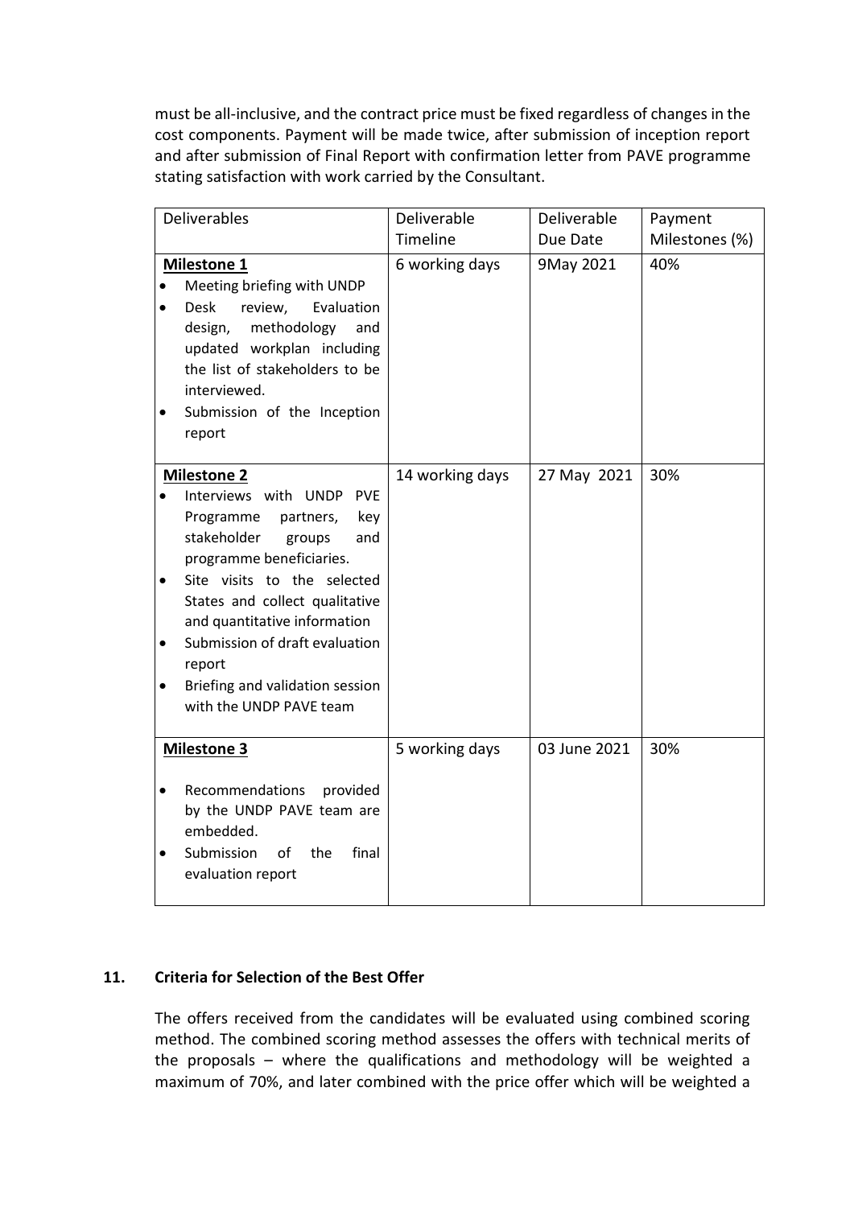must be all-inclusive, and the contract price must be fixed regardless of changes in the cost components. Payment will be made twice, after submission of inception report and after submission of Final Report with confirmation letter from PAVE programme stating satisfaction with work carried by the Consultant.

| Deliverables | Deliverable Timeline | Deliverable Due Date | Payment Milestones (%) |
|---|---|---|---|
| **Milestone 1**<br>• Meeting briefing with UNDP<br>• Desk review, Evaluation design, methodology and updated workplan including the list of stakeholders to be interviewed.<br>• Submission of the Inception report | 6 working days | 9May 2021 | 40% |
| **Milestone 2**<br>• Interviews with UNDP PVE Programme partners, key stakeholder groups and programme beneficiaries.<br>• Site visits to the selected States and collect qualitative and quantitative information<br>• Submission of draft evaluation report<br>• Briefing and validation session with the UNDP PAVE team | 14 working days | 27 May 2021 | 30% |
| **Milestone 3**<br>• Recommendations provided by the UNDP PAVE team are embedded.<br>• Submission of the final evaluation report | 5 working days | 03 June 2021 | 30% |

## 11. Criteria for Selection of the Best Offer

The offers received from the candidates will be evaluated using combined scoring method. The combined scoring method assesses the offers with technical merits of the proposals – where the qualifications and methodology will be weighted a maximum of 70%, and later combined with the price offer which will be weighted a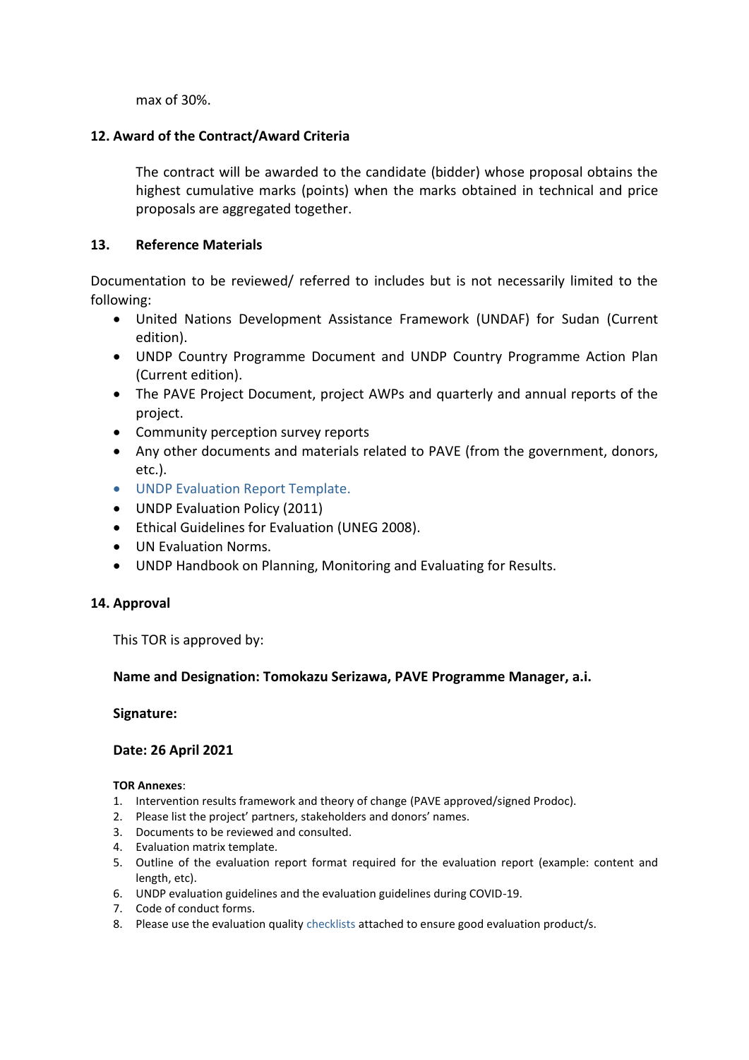max of 30%.

## 12. Award of the Contract/Award Criteria

The contract will be awarded to the candidate (bidder) whose proposal obtains the highest cumulative marks (points) when the marks obtained in technical and price proposals are aggregated together.

## 13. Reference Materials

Documentation to be reviewed/ referred to includes but is not necessarily limited to the following:

- United Nations Development Assistance Framework (UNDAF) for Sudan (Current edition).
- UNDP Country Programme Document and UNDP Country Programme Action Plan (Current edition).
- The PAVE Project Document, project AWPs and quarterly and annual reports of the project.
- Community perception survey reports
- Any other documents and materials related to PAVE (from the government, donors, etc.).
- UNDP Evaluation Report Template.
- UNDP Evaluation Policy (2011)
- Ethical Guidelines for Evaluation (UNEG 2008).
- UN Evaluation Norms.
- UNDP Handbook on Planning, Monitoring and Evaluating for Results.

## 14. Approval

This TOR is approved by:

**Name and Designation: Tomokazu Serizawa, PAVE Programme Manager, a.i.**

**Signature:**

**Date: 26 April 2021**

**TOR Annexes**:

1. Intervention results framework and theory of change (PAVE approved/signed Prodoc).
2. Please list the project' partners, stakeholders and donors' names.
3. Documents to be reviewed and consulted.
4. Evaluation matrix template.
5. Outline of the evaluation report format required for the evaluation report (example: content and length, etc).
6. UNDP evaluation guidelines and the evaluation guidelines during COVID-19.
7. Code of conduct forms.
8. Please use the evaluation quality checklists attached to ensure good evaluation product/s.